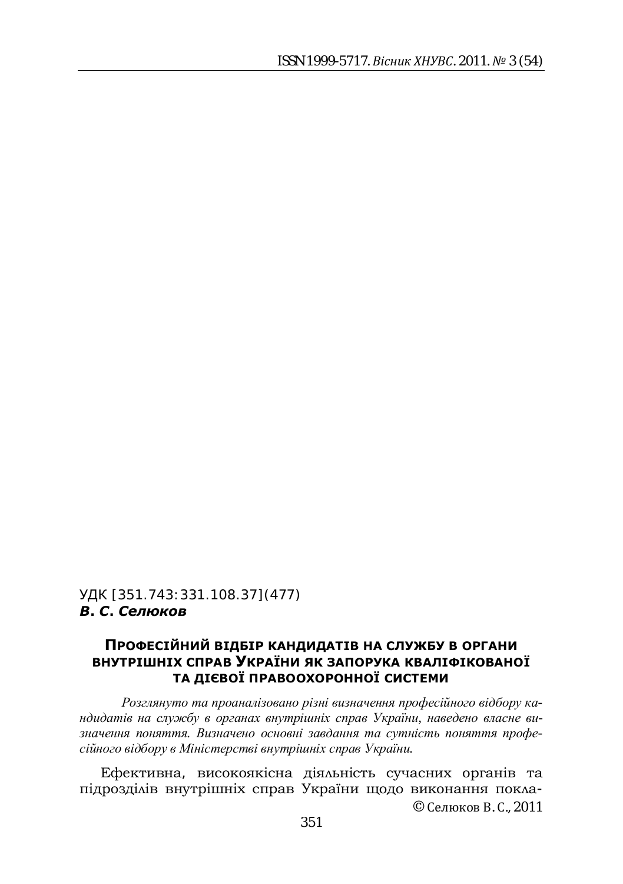УДК [351.743:331.108.37](477)

***В. С. Селюков***

## ПРОФЕСІЙНИЙ ВІДБІР КАНДИДАТІВ НА СЛУЖБУ В ОРГАНИ ВНУТРІШНІХ СПРАВ УКРАЇНИ ЯК ЗАПОРУКА КВАЛІФІКОВАНОЇ ТА ДІЄВОЇ ПРАВООХОРОННОЇ СИСТЕМИ

*Розглянуто та проаналізовано різні визначення професійного відбору кандидатів на службу в органах внутрішніх справ України, наведено власне визначення поняття. Визначено основні завдання та сутність поняття професійного відбору в Міністерстві внутрішніх справ України.*

Ефективна, високоякісна діяльність сучасних органів та підрозділів внутрішніх справ України щодо виконання покла-

© Селюков В. С., 2011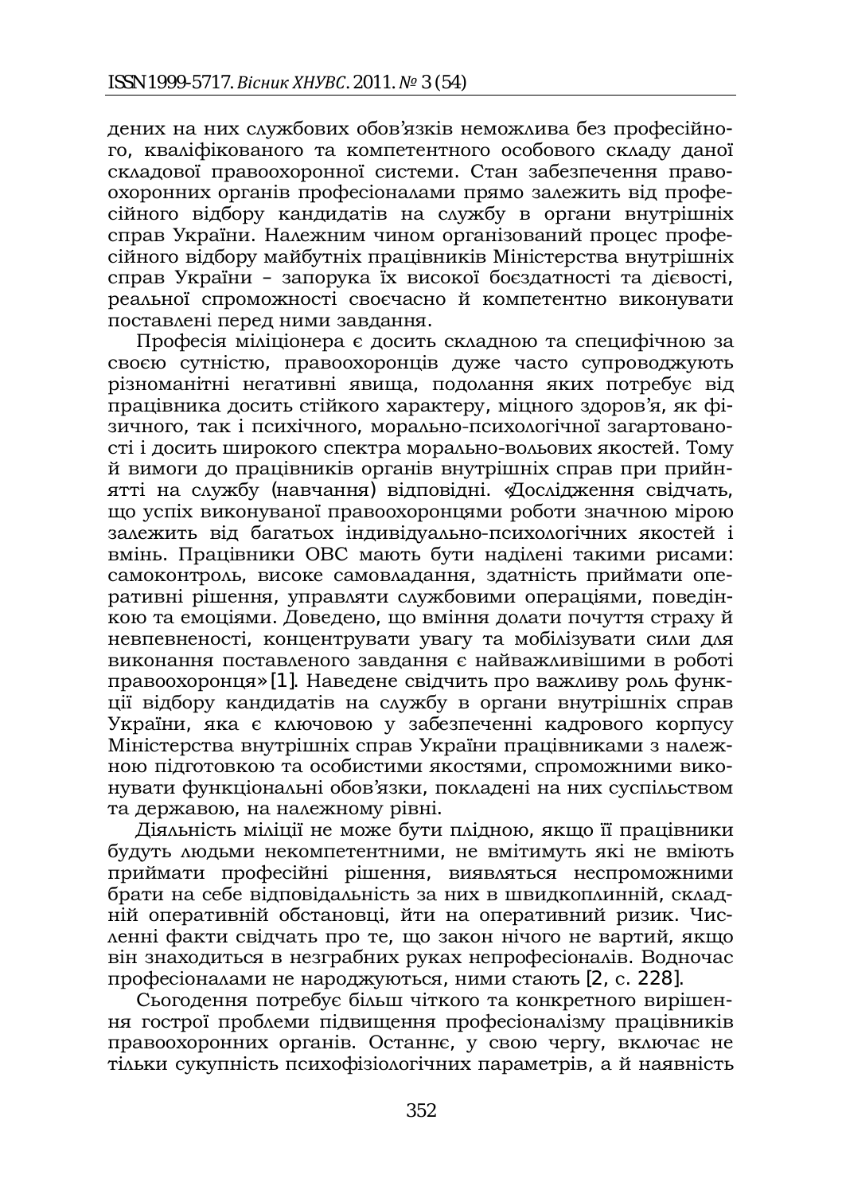дених на них службових обов'язків неможлива без професійного, кваліфікованого та компетентного особового складу даної складової правоохоронної системи. Стан забезпечення правоохоронних органів професіоналами прямо залежить від професійного відбору кандидатів на службу в органи внутрішніх справ України. Належним чином організований процес професійного відбору майбутніх працівників Міністерства внутрішніх справ України – запорука їх високої боєздатності та дієвості, реальної спроможності своєчасно й компетентно виконувати поставлені перед ними завдання.

Професія міліціонера є досить складною та специфічною за своєю сутністю, правоохоронців дуже часто супроводжують різноманітні негативні явища, подолання яких потребує від працівника досить стійкого характеру, міцного здоров'я, як фізичного, так і психічного, морально-психологічної загартованості і досить широкого спектра морально-вольових якостей. Тому й вимоги до працівників органів внутрішніх справ при прийнятті на службу (навчання) відповідні. «Дослідження свідчать, що успіх виконуваної правоохоронцями роботи значною мірою залежить від багатьох індивідуально-психологічних якостей і вмінь. Працівники ОВС мають бути наділені такими рисами: самоконтроль, високе самовладання, здатність приймати оперативні рішення, управляти службовими операціями, поведінкою та емоціями. Доведено, що вміння долати почуття страху й невпевненості, концентрувати увагу та мобілізувати сили для виконання поставленого завдання є найважливішими в роботі правоохоронця» [1]. Наведене свідчить про важливу роль функції відбору кандидатів на службу в органи внутрішніх справ України, яка є ключовою у забезпеченні кадрового корпусу Міністерства внутрішніх справ України працівниками з належною підготовкою та особистими якостями, спроможними виконувати функціональні обов'язки, покладені на них суспільством та державою, на належному рівні.

Діяльність міліції не може бути плідною, якщо її працівники будуть людьми некомпетентними, не вмітимуть які не вміють приймати професійні рішення, виявляться неспроможними брати на себе відповідальність за них в швидкоплинній, складній оперативній обстановці, йти на оперативний ризик. Численні факти свідчать про те, що закон нічого не вартий, якщо він знаходиться в незграбних руках непрофесіоналів. Водночас професіоналами не народжуються, ними стають [2, с. 228].

Сьогодення потребує більш чіткого та конкретного вирішення гострої проблеми підвищення професіоналізму працівників правоохоронних органів. Останнє, у свою чергу, включає не тільки сукупність психофізіологічних параметрів, а й наявність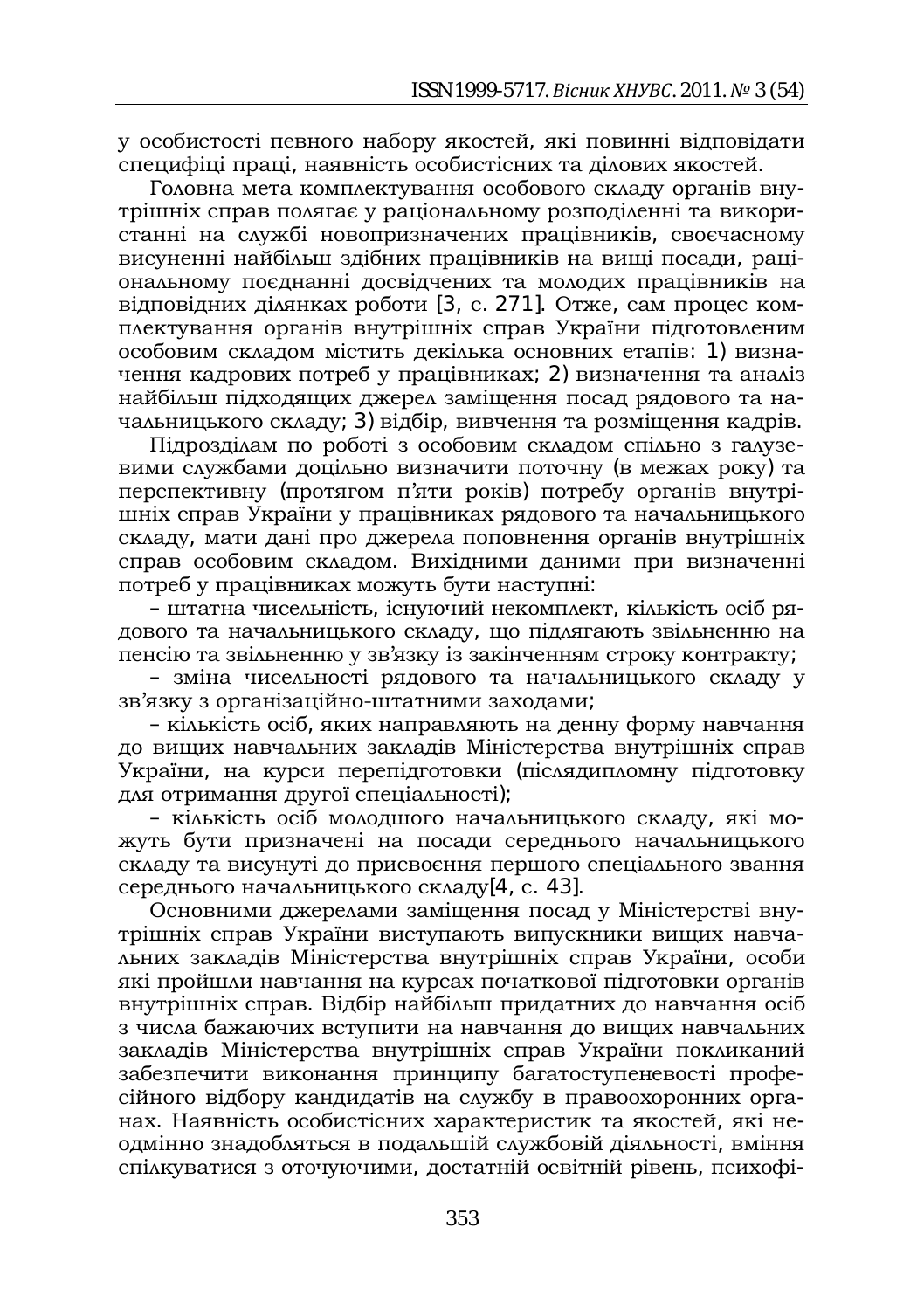у особистості певного набору якостей, які повинні відповідати специфіці праці, наявність особистісних та ділових якостей.

Головна мета комплектування особового складу органів внутрішніх справ полягає у раціональному розподіленні та використанні на службі новопризначених працівників, своєчасному висуненні найбільш здібних працівників на вищі посади, раціональному поєднанні досвідчених та молодих працівників на відповідних ділянках роботи [3, с. 271]. Отже, сам процес комплектування органів внутрішніх справ України підготовленим особовим складом містить декілька основних етапів: 1) визначення кадрових потреб у працівниках; 2) визначення та аналіз найбільш підходящих джерел заміщення посад рядового та начальницького складу; 3) відбір, вивчення та розміщення кадрів.

Підрозділам по роботі з особовим складом спільно з галузевими службами доцільно визначити поточну (в межах року) та перспективну (протягом п'яти років) потребу органів внутрішніх справ України у працівниках рядового та начальницького складу, мати дані про джерела поповнення органів внутрішніх справ особовим складом. Вихідними даними при визначенні потреб у працівниках можуть бути наступні:

– штатна чисельність, існуючий некомплект, кількість осіб рядового та начальницького складу, що підлягають звільненню на пенсію та звільненню у зв'язку із закінченням строку контракту;

– зміна чисельності рядового та начальницького складу у зв'язку з організаційно-штатними заходами;

– кількість осіб, яких направляють на денну форму навчання до вищих навчальних закладів Міністерства внутрішніх справ України, на курси перепідготовки (післядипломну підготовку для отримання другої спеціальності);

– кількість осіб молодшого начальницького складу, які можуть бути призначені на посади середнього начальницького складу та висунуті до присвоєння першого спеціального звання середнього начальницького складу[4, с. 43].

Основними джерелами заміщення посад у Міністерстві внутрішніх справ України виступають випускники вищих навчальних закладів Міністерства внутрішніх справ України, особи які пройшли навчання на курсах початкової підготовки органів внутрішніх справ. Відбір найбільш придатних до навчання осіб з числа бажаючих вступити на навчання до вищих навчальних закладів Міністерства внутрішніх справ України покликаний забезпечити виконання принципу багатоступеневості професійного відбору кандидатів на службу в правоохоронних органах. Наявність особистісних характеристик та якостей, які неодмінно знадобляться в подальшій службовій діяльності, вміння спілкуватися з оточуючими, достатній освітній рівень, психофі-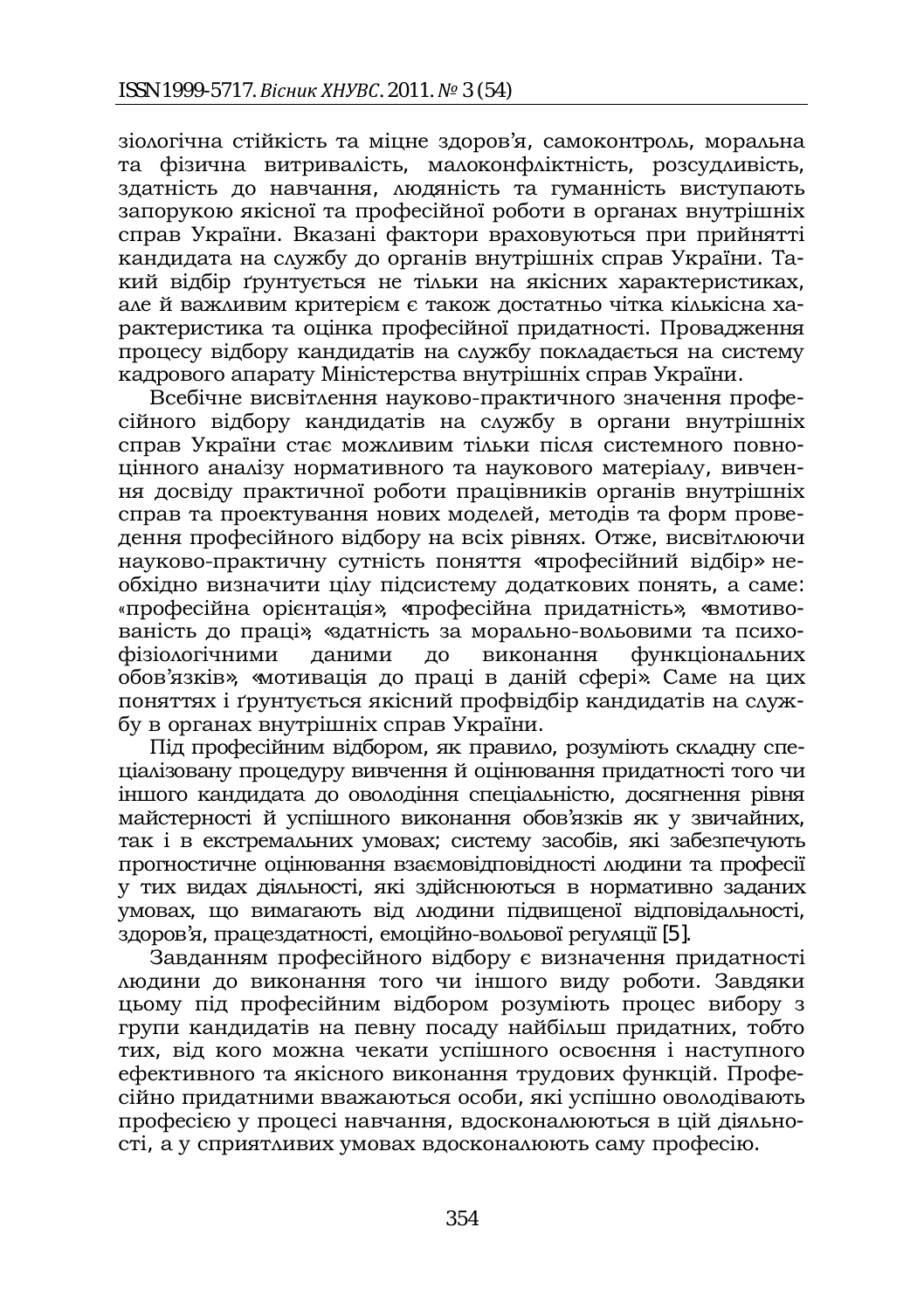зіологічна стійкість та міцне здоров'я, самоконтроль, моральна та фізична витривалість, малоконфліктність, розсудливість, здатність до навчання, людяність та гуманність виступають запорукою якісної та професійної роботи в органах внутрішніх справ України. Вказані фактори враховуються при прийнятті кандидата на службу до органів внутрішніх справ України. Такий відбір ґрунтується не тільки на якісних характеристиках, але й важливим критерієм є також достатньо чітка кількісна характеристика та оцінка професійної придатності. Провадження процесу відбору кандидатів на службу покладається на систему кадрового апарату Міністерства внутрішніх справ України.

Всебічне висвітлення науково-практичного значення професійного відбору кандидатів на службу в органи внутрішніх справ України стає можливим тільки після системного повноцінного аналізу нормативного та наукового матеріалу, вивчення досвіду практичної роботи працівників органів внутрішніх справ та проектування нових моделей, методів та форм проведення професійного відбору на всіх рівнях. Отже, висвітлюючи науково-практичну сутність поняття «професійний відбір» необхідно визначити цілу підсистему додаткових понять, а саме: «професійна орієнтація», «професійна придатність», «вмотивованість до праці», «здатність за морально-вольовими та психофізіологічними даними до виконання функціональних обов'язків», «мотивація до праці в даній сфері». Саме на цих поняттях і ґрунтується якісний профвідбір кандидатів на службу в органах внутрішніх справ України.

Під професійним відбором, як правило, розуміють складну спеціалізовану процедуру вивчення й оцінювання придатності того чи іншого кандидата до оволодіння спеціальністю, досягнення рівня майстерності й успішного виконання обов'язків як у звичайних, так і в екстремальних умовах; систему засобів, які забезпечують прогностичне оцінювання взаємовідповідності людини та професії у тих видах діяльності, які здійснюються в нормативно заданих умовах, що вимагають від людини підвищеної відповідальності, здоров'я, працездатності, емоційно-вольової регуляції [5].

Завданням професійного відбору є визначення придатності людини до виконання того чи іншого виду роботи. Завдяки цьому під професійним відбором розуміють процес вибору з групи кандидатів на певну посаду найбільш придатних, тобто тих, від кого можна чекати успішного освоєння і наступного ефективного та якісного виконання трудових функцій. Професійно придатними вважаються особи, які успішно оволодівають професією у процесі навчання, вдосконалюються в цій діяльності, а у сприятливих умовах вдосконалюють саму професію.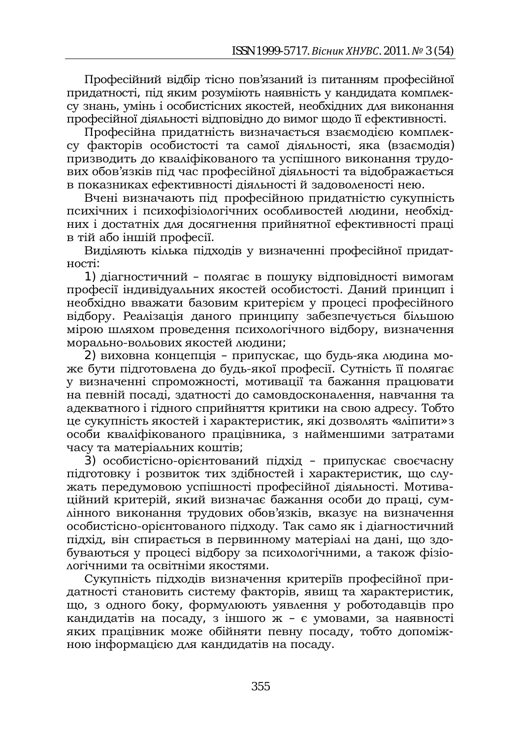Професійний відбір тісно пов’язаний із питанням професійної придатності, під яким розуміють наявність у кандидата комплексу знань, умінь і особистісних якостей, необхідних для виконання професійної діяльності відповідно до вимог щодо її ефективності.

Професійна придатність визначається взаємодією комплексу факторів особистості та самої діяльності, яка (взаємодія) призводить до кваліфікованого та успішного виконання трудових обов’язків під час професійної діяльності та відображається в показниках ефективності діяльності й задоволеності нею.

Вчені визначають під професійною придатністю сукупність психічних і психофізіологічних особливостей людини, необхідних і достатніх для досягнення прийнятної ефективності праці в тій або іншій професії.

Виділяють кілька підходів у визначенні професійної придатності:

1) діагностичний – полягає в пошуку відповідності вимогам професії індивідуальних якостей особистості. Даний принцип і необхідно вважати базовим критерієм у процесі професійного відбору. Реалізація даного принципу забезпечується більшою мірою шляхом проведення психологічного відбору, визначення морально-вольових якостей людини;

2) виховна концепція – припускає, що будь-яка людина може бути підготовлена до будь-якої професії. Сутність її полягає у визначенні спроможності, мотивації та бажання працювати на певній посаді, здатності до самовдосконалення, навчання та адекватного і гідного сприйняття критики на свою адресу. Тобто це сукупність якостей і характеристик, які дозволять «зліпити» з особи кваліфікованого працівника, з найменшими затратами часу та матеріальних коштів;

3) особистісно-орієнтований підхід – припускає своєчасну підготовку і розвиток тих здібностей і характеристик, що служать передумовою успішності професійної діяльності. Мотиваційний критерій, який визначає бажання особи до праці, сумлінного виконання трудових обов’язків, вказує на визначення особистісно-орієнтованого підходу. Так само як і діагностичний підхід, він спирається в первинному матеріалі на дані, що здобуваються у процесі відбору за психологічними, а також фізіологічними та освітніми якостями.

Сукупність підходів визначення критеріїв професійної придатності становить систему факторів, явищ та характеристик, що, з одного боку, формулюють уявлення у роботодавців про кандидатів на посаду, з іншого ж – є умовами, за наявності яких працівник може обійняти певну посаду, тобто допоміжною інформацією для кандидатів на посаду.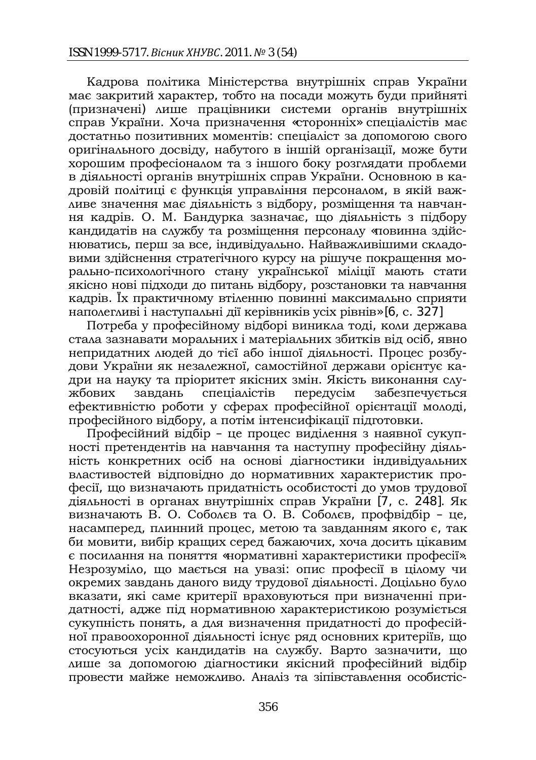Кадрова політика Міністерства внутрішніх справ України має закритий характер, тобто на посади можуть буди прийняті (призначені) лише працівники системи органів внутрішніх справ України. Хоча призначення «сторонніх» спеціалістів має достатньо позитивних моментів: спеціаліст за допомогою свого оригінального досвіду, набутого в іншій організації, може бути хорошим професіоналом та з іншого боку розглядати проблеми в діяльності органів внутрішніх справ України. Основною в кадровій політиці є функція управління персоналом, в якій важливе значення має діяльність з відбору, розміщення та навчання кадрів. О. М. Бандурка зазначає, що діяльність з підбору кандидатів на службу та розміщення персоналу «повинна здійснюватись, перш за все, індивідуально. Найважливішими складовими здійснення стратегічного курсу на рішуче покращення морально-психологічного стану української міліції мають стати якісно нові підходи до питань відбору, розстановки та навчання кадрів. Їх практичному втіленню повинні максимально сприяти наполегливі і наступальні дії керівників усіх рівнів»[6, с. 327]

Потреба у професійному відборі виникла тоді, коли держава стала зазнавати моральних і матеріальних збитків від осіб, явно непридатних людей до тієї або іншої діяльності. Процес розбудови України як незалежної, самостійної держави орієнтує кадри на науку та пріоритет якісних змін. Якість виконання службових завдань спеціалістів передусім забезпечується ефективністю роботи у сферах професійної орієнтації молоді, професійного відбору, а потім інтенсифікації підготовки.

Професійний відбір – це процес виділення з наявної сукупності претендентів на навчання та наступну професійну діяльність конкретних осіб на основі діагностики індивідуальних властивостей відповідно до нормативних характеристик професії, що визначають придатність особистості до умов трудової діяльності в органах внутрішніх справ України [7, с. 248]. Як визначають В. О. Соболєв та О. В. Соболєв, профвідбір – це, насамперед, плинний процес, метою та завданням якого є, так би мовити, вибір кращих серед бажаючих, хоча досить цікавим є посилання на поняття «нормативні характеристики професії». Незрозуміло, що мається на увазі: опис професії в цілому чи окремих завдань даного виду трудової діяльності. Доцільно було вказати, які саме критерії враховуються при визначенні придатності, адже під нормативною характеристикою розуміється сукупність понять, а для визначення придатності до професійної правоохоронної діяльності існує ряд основних критеріїв, що стосуються усіх кандидатів на службу. Варто зазначити, що лише за допомогою діагностики якісний професійний відбір провести майже неможливо. Аналіз та зіпівставлення особистіс-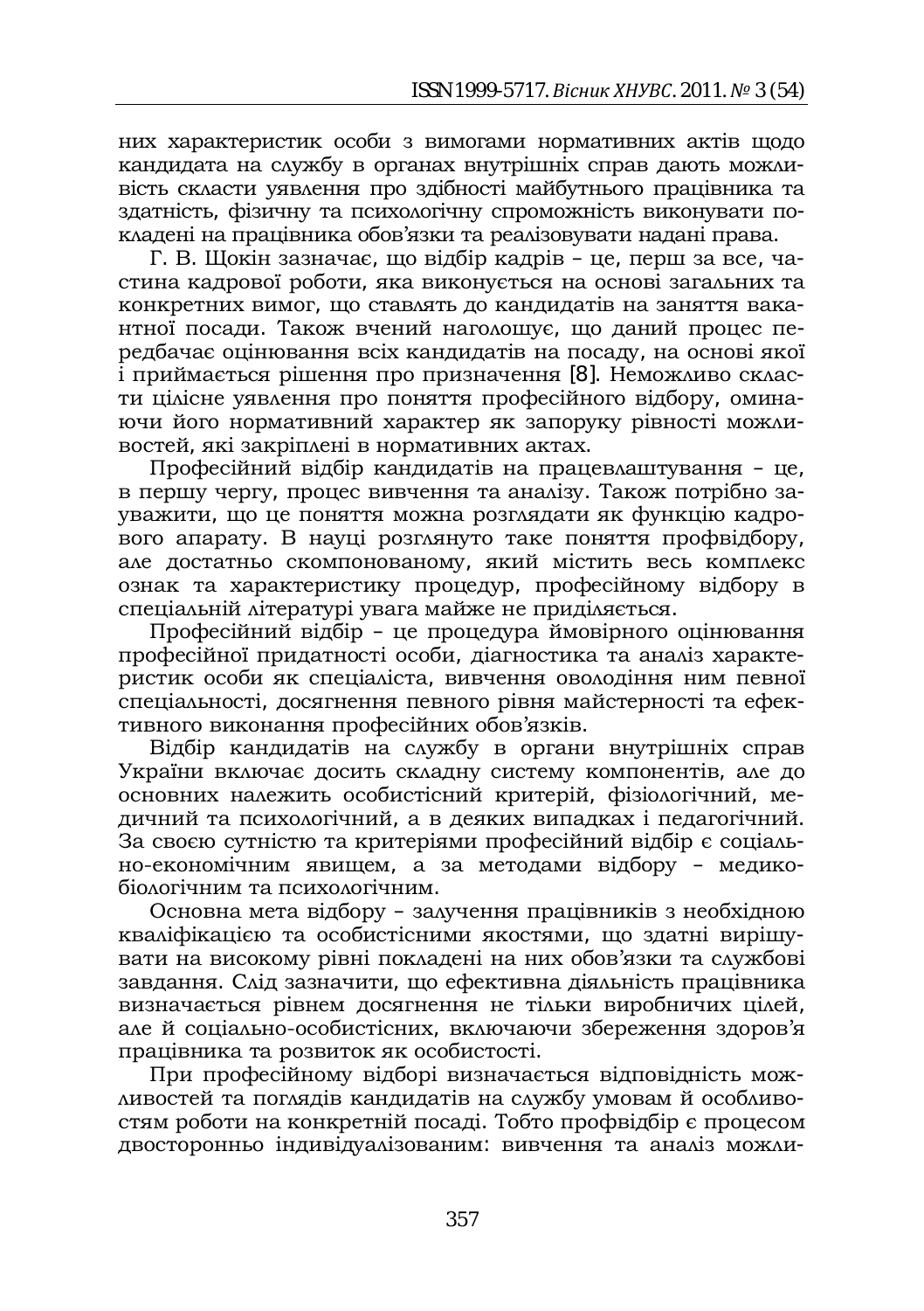них характеристик особи з вимогами нормативних актів щодо кандидата на службу в органах внутрішніх справ дають можливість скласти уявлення про здібності майбутнього працівника та здатність, фізичну та психологічну спроможність виконувати покладені на працівника обов'язки та реалізовувати надані права.

Г. В. Щокін зазначає, що відбір кадрів – це, перш за все, частина кадрової роботи, яка виконується на основі загальних та конкретних вимог, що ставлять до кандидатів на заняття вакантної посади. Також вчений наголошує, що даний процес передбачає оцінювання всіх кандидатів на посаду, на основі якої і приймається рішення про призначення [8]. Неможливо скласти цілісне уявлення про поняття професійного відбору, оминаючи його нормативний характер як запоруку рівності можливостей, які закріплені в нормативних актах.

Професійний відбір кандидатів на працевлаштування – це, в першу чергу, процес вивчення та аналізу. Також потрібно зауважити, що це поняття можна розглядати як функцію кадрового апарату. В науці розглянуто таке поняття профвідбору, але достатньо скомпонованому, який містить весь комплекс ознак та характеристику процедур, професійному відбору в спеціальній літературі увага майже не приділяється.

Професійний відбір – це процедура ймовірного оцінювання професійної придатності особи, діагностика та аналіз характеристик особи як спеціаліста, вивчення оволодіння ним певної спеціальності, досягнення певного рівня майстерності та ефективного виконання професійних обов'язків.

Відбір кандидатів на службу в органи внутрішніх справ України включає досить складну систему компонентів, але до основних належить особистісний критерій, фізіологічний, медичний та психологічний, а в деяких випадках і педагогічний. За своєю сутністю та критеріями професійний відбір є соціально-економічним явищем, а за методами відбору – медико-біологічним та психологічним.

Основна мета відбору – залучення працівників з необхідною кваліфікацією та особистісними якостями, що здатні вирішувати на високому рівні покладені на них обов'язки та службові завдання. Слід зазначити, що ефективна діяльність працівника визначається рівнем досягнення не тільки виробничих цілей, але й соціально-особистісних, включаючи збереження здоров'я працівника та розвиток як особистості.

При професійному відборі визначається відповідність можливостей та поглядів кандидатів на службу умовам й особливостям роботи на конкретній посаді. Тобто профвідбір є процесом двосторонньо індивідуалізованим: вивчення та аналіз можли-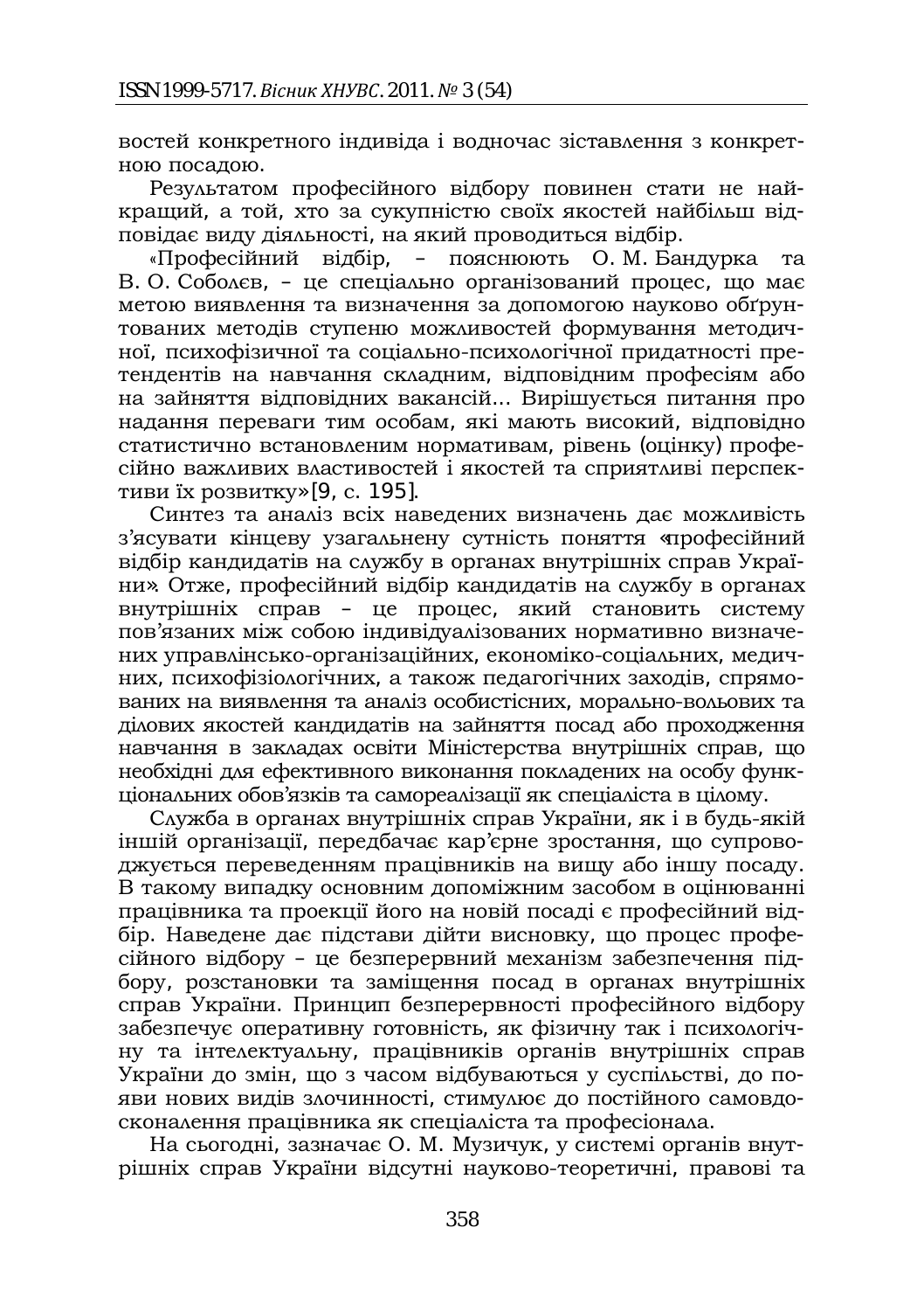востей конкретного індивіда і водночас зіставлення з конкретною посадою.

Результатом професійного відбору повинен стати не найкращий, а той, хто за сукупністю своїх якостей найбільш відповідає виду діяльності, на який проводиться відбір.

«Професійний відбір, – пояснюють О. М. Бандурка та В. О. Соболєв, – це спеціально організований процес, що має метою виявлення та визначення за допомогою науково обґрунтованих методів ступеню можливостей формування методичної, психофізичної та соціально-психологічної придатності претендентів на навчання складним, відповідним професіям або на зайняття відповідних вакансій... Вирішується питання про надання переваги тим особам, які мають високий, відповідно статистично встановленим нормативам, рівень (оцінку) професійно важливих властивостей і якостей та сприятливі перспективи їх розвитку»[9, с. 195].

Синтез та аналіз всіх наведених визначень дає можливість з'ясувати кінцеву узагальнену сутність поняття «професійний відбір кандидатів на службу в органах внутрішніх справ України». Отже, професійний відбір кандидатів на службу в органах внутрішніх справ – це процес, який становить систему пов'язаних між собою індивідуалізованих нормативно визначених управлінсько-організаційних, економіко-соціальних, медичних, психофізіологічних, а також педагогічних заходів, спрямованих на виявлення та аналіз особистісних, морально-вольових та ділових якостей кандидатів на зайняття посад або проходження навчання в закладах освіти Міністерства внутрішніх справ, що необхідні для ефективного виконання покладених на особу функціональних обов'язків та самореалізації як спеціаліста в цілому.

Служба в органах внутрішніх справ України, як і в будь-якій іншій організації, передбачає кар'єрне зростання, що супроводжується переведенням працівників на вищу або іншу посаду. В такому випадку основним допоміжним засобом в оцінюванні працівника та проекції його на новій посаді є професійний відбір. Наведене дає підстави дійти висновку, що процес професійного відбору – це безперервний механізм забезпечення підбору, розстановки та заміщення посад в органах внутрішніх справ України. Принцип безперервності професійного відбору забезпечує оперативну готовність, як фізичну так і психологічну та інтелектуальну, працівників органів внутрішніх справ України до змін, що з часом відбуваються у суспільстві, до появи нових видів злочинності, стимулює до постійного самовдосконалення працівника як спеціаліста та професіонала.

На сьогодні, зазначає О. М. Музичук, у системі органів внутрішніх справ України відсутні науково-теоретичні, правові та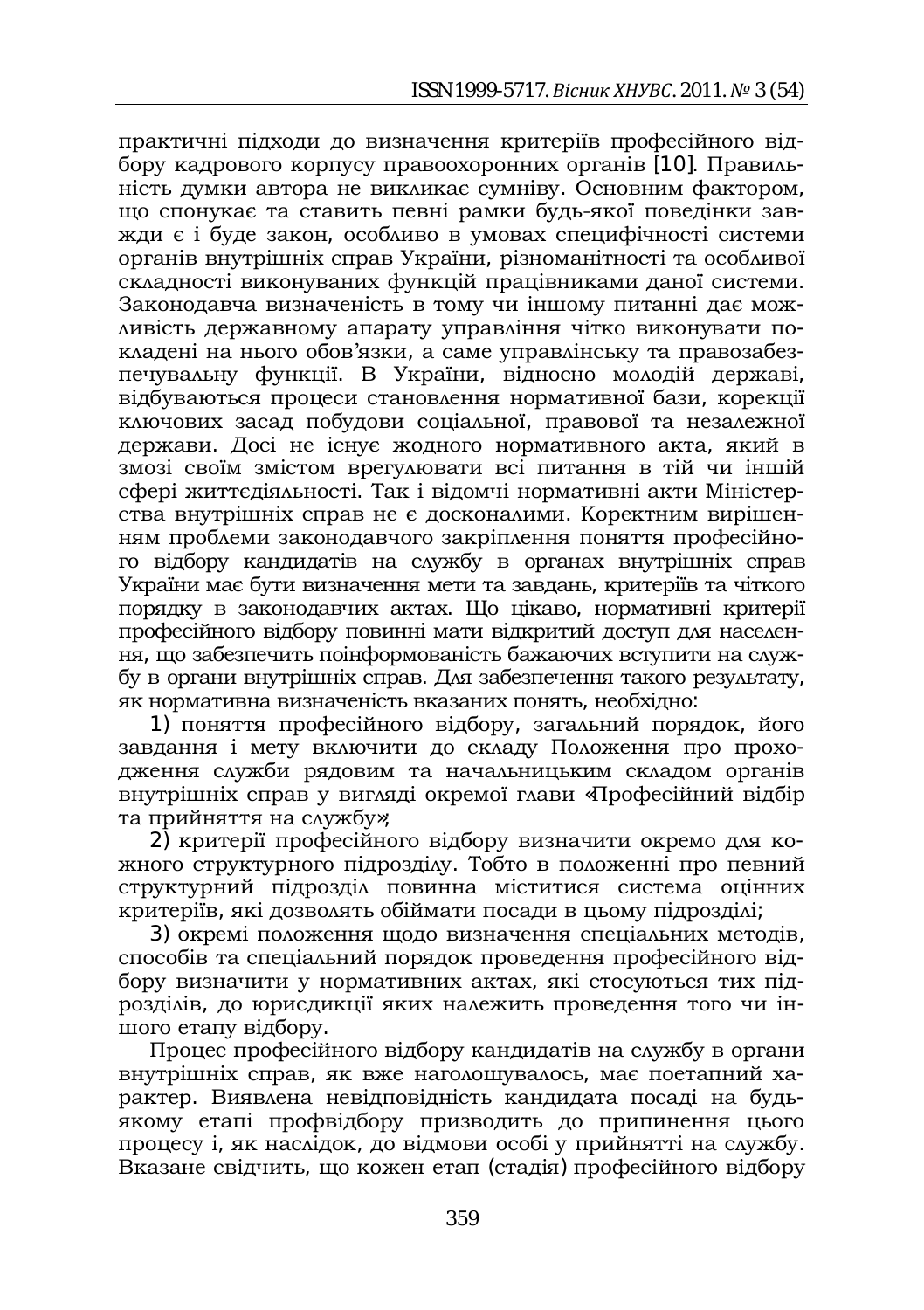практичні підходи до визначення критеріїв професійного відбору кадрового корпусу правоохоронних органів [10]. Правильність думки автора не викликає сумніву. Основним фактором, що спонукає та ставить певні рамки будь-якої поведінки завжди є і буде закон, особливо в умовах специфічності системи органів внутрішніх справ України, різноманітності та особливої складності виконуваних функцій працівниками даної системи. Законодавча визначеність в тому чи іншому питанні дає можливість державному апарату управління чітко виконувати покладені на нього обов'язки, а саме управлінську та правозабезпечувальну функції. В України, відносно молодій державі, відбуваються процеси становлення нормативної бази, корекції ключових засад побудови соціальної, правової та незалежної держави. Досі не існує жодного нормативного акта, який в змозі своїм змістом врегулювати всі питання в тій чи іншій сфері життєдіяльності. Так і відомчі нормативні акти Міністерства внутрішніх справ не є досконалими. Коректним вирішенням проблеми законодавчого закріплення поняття професійного відбору кандидатів на службу в органах внутрішніх справ України має бути визначення мети та завдань, критеріїв та чіткого порядку в законодавчих актах. Що цікаво, нормативні критерії професійного відбору повинні мати відкритий доступ для населення, що забезпечить поінформованість бажаючих вступити на службу в органи внутрішніх справ. Для забезпечення такого результату, як нормативна визначеність вказаних понять, необхідно:

1) поняття професійного відбору, загальний порядок, його завдання і мету включити до складу Положення про проходження служби рядовим та начальницьким складом органів внутрішніх справ у вигляді окремої глави «Професійний відбір та прийняття на службу»;

2) критерії професійного відбору визначити окремо для кожного структурного підрозділу. Тобто в положенні про певний структурний підрозділ повинна міститися система оцінних критеріїв, які дозволять обіймати посади в цьому підрозділі;

3) окремі положення щодо визначення спеціальних методів, способів та спеціальний порядок проведення професійного відбору визначити у нормативних актах, які стосуються тих підрозділів, до юрисдикції яких належить проведення того чи іншого етапу відбору.

Процес професійного відбору кандидатів на службу в органи внутрішніх справ, як вже наголошувалось, має поетапний характер. Виявлена невідповідність кандидата посаді на будь-якому етапі профвідбору призводить до припинення цього процесу і, як наслідок, до відмови особі у прийнятті на службу. Вказане свідчить, що кожен етап (стадія) професійного відбору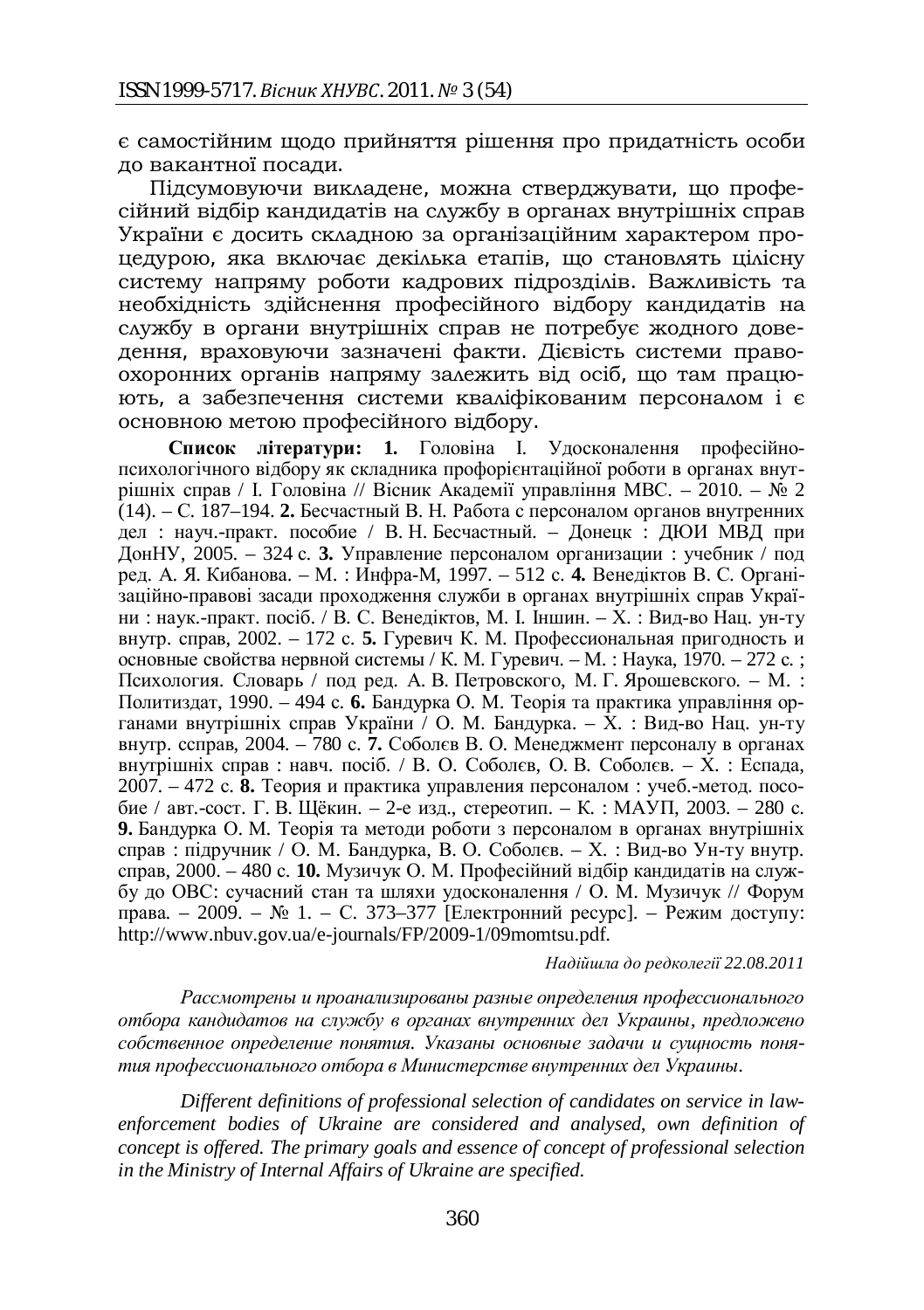є самостійним щодо прийняття рішення про придатність особи до вакантної посади.

Підсумовуючи викладене, можна стверджувати, що професійний відбір кандидатів на службу в органах внутрішніх справ України є досить складною за організаційним характером процедурою, яка включає декілька етапів, що становлять цілісну систему напряму роботи кадрових підрозділів. Важливість та необхідність здійснення професійного відбору кандидатів на службу в органи внутрішніх справ не потребує жодного доведення, враховуючи зазначені факти. Дієвість системи правоохоронних органів напряму залежить від осіб, що там працюють, а забезпечення системи кваліфікованим персоналом і є основною метою професійного відбору.

**Список літератури:** **1.** Головіна І. Удосконалення професійно-психологічного відбору як складника профорієнтаційної роботи в органах внутрішніх справ / І. Головіна // Вісник Академії управління МВС. – 2010. – № 2 (14). – С. 187–194. **2.** Бесчастный В. Н. Работа с персоналом органов внутренних дел : науч.-практ. пособие / В. Н. Бесчастный. – Донецк : ДЮИ МВД при ДонНУ, 2005. – 324 с. **3.** Управление персоналом организации : учебник / под ред. А. Я. Кибанова. – М. : Инфра-М, 1997. – 512 с. **4.** Венедіктов В. С. Організаційно-правові засади проходження служби в органах внутрішніх справ України : наук.-практ. посіб. / В. С. Венедіктов, М. І. Іншин. – Х. : Вид-во Нац. ун-ту внутр. справ, 2002. – 172 с. **5.** Гуревич К. М. Профессиональная пригодность и основные свойства нервной системы / К. М. Гуревич. – М. : Наука, 1970. – 272 с. ; Психология. Словарь / под ред. А. В. Петровского, М. Г. Ярошевского. – М. : Политиздат, 1990. – 494 с. **6.** Бандурка О. М. Теорія та практика управління органами внутрішніх справ України / О. М. Бандурка. – Х. : Вид-во Нац. ун-ту внутр. ссправ, 2004. – 780 с. **7.** Соболєв В. О. Менеджмент персоналу в органах внутрішніх справ : навч. посіб. / В. О. Соболєв, О. В. Соболєв. – Х. : Еспада, 2007. – 472 с. **8.** Теория и практика управления персоналом : учеб.-метод. пособие / авт.-сост. Г. В. Щёкин. – 2-е изд., стереотип. – К. : МАУП, 2003. – 280 с. **9.** Бандурка О. М. Теорія та методи роботи з персоналом в органах внутрішніх справ : підручник / О. М. Бандурка, В. О. Соболєв. – Х. : Вид-во Ун-ту внутр. справ, 2000. – 480 с. **10.** Музичук О. М. Професійний відбір кандидатів на службу до ОВС: сучасний стан та шляхи удосконалення / О. М. Музичук // Форум права. – 2009. – № 1. – С. 373–377 [Електронний ресурс]. – Режим доступу: http://www.nbuv.gov.ua/e-journals/FP/2009-1/09momtsu.pdf.

*Надійшла до редколегії 22.08.2011*

*Рассмотрены и проанализированы разные определения профессионального отбора кандидатов на службу в органах внутренних дел Украины, предложено собственное определение понятия. Указаны основные задачи и сущность понятия профессионального отбора в Министерстве внутренних дел Украины.*

*Different definitions of professional selection of candidates on service in law-enforcement bodies of Ukraine are considered and analysed, own definition of concept is offered. The primary goals and essence of concept of professional selection in the Ministry of Internal Affairs of Ukraine are specified.*